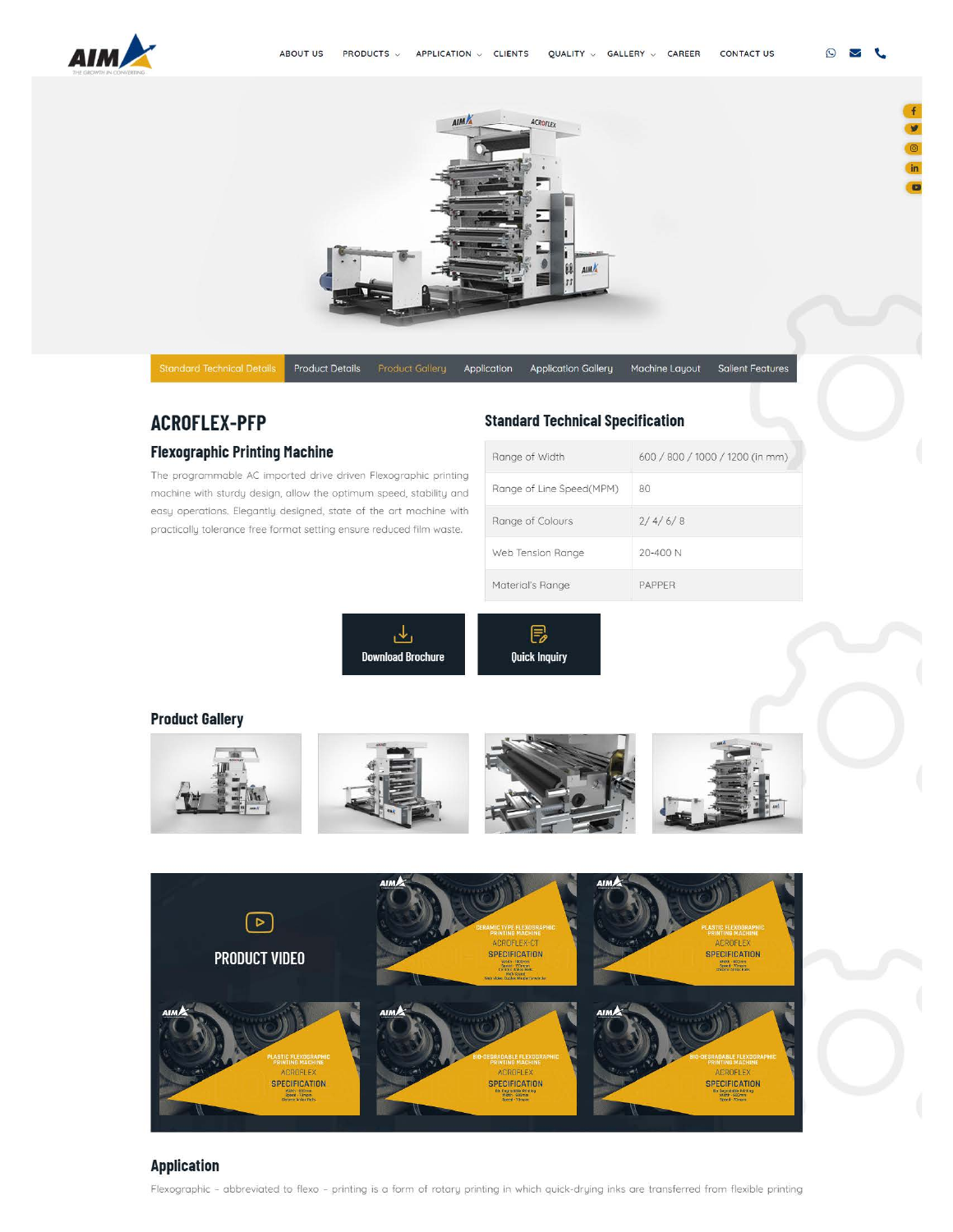ABOUT US PRODUCTS APPLICATION CLIENTS QUALITY GALLERY CAREER CONTACT US

Standard Technical Details | Product Details | Product Gallery | Application | Application Gallery | Machine Layout | Salient Features

# ACROFLEX-PFP

## Flexographic Printing Machine

The programmable AC imported drive driven Flexographic printing machine with sturdy design, allow the optimum speed, stability and easy operations. Elegantly designed, state of the art machine with practically tolerance free format setting ensure reduced film waste.

## Standard Technical Specification

| | |
|---|---|
| Range of Width | 600 / 800 / 1000 / 1200 (in mm) |
| Range of Line Speed(MPM) | 80 |
| Range of Colours | 2/ 4/ 6/ 8 |
| Web Tension Range | 20-400 N |
| Material's Range | PAPPER |

Download Brochure

Quick Inquiry

## Product Gallery

PRODUCT VIDEO

## Application

Flexographic - abbreviated to flexo - printing is a form of rotary printing in which quick-drying inks are transferred from flexible printing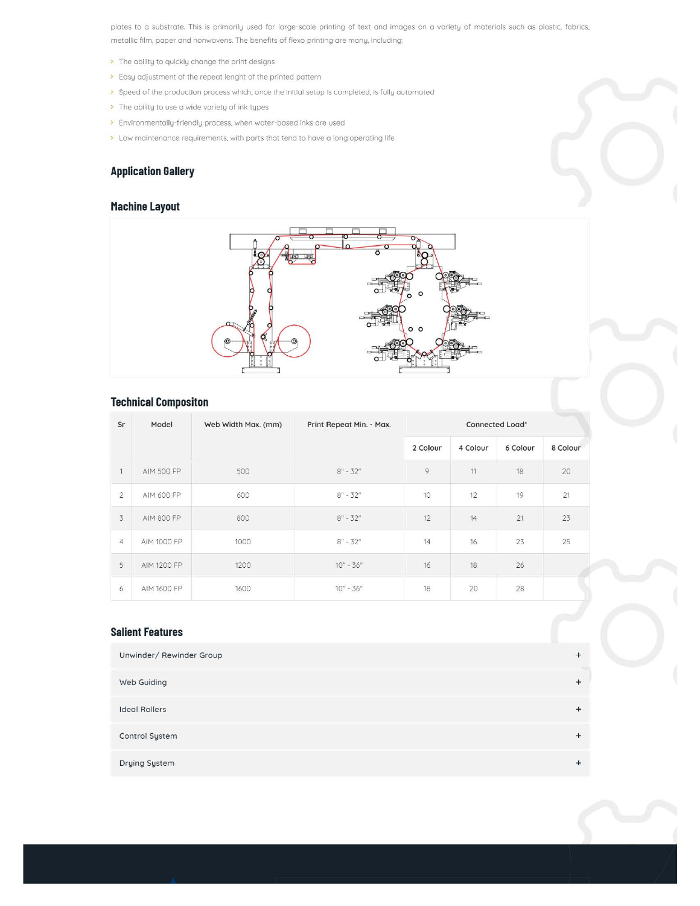plates to a substrate. This is primarily used for large-scale printing of text and images on a variety of materials such as plastic, fabrics, metallic film, paper and nonwovens. The benefits of flexo printing are many, including:

- The ability to quickly change the print designs
- Easy adjustment of the repeat lenght of the printed pattern
- Speed of the production process which, once the initial setup is completed, is fully automated
- The ability to use a wide variety of ink types
- Environmentally-friendly process, when water-based inks are used
- Low maintenance requirements, with parts that tend to have a long operating life

## Application Gallery

## Machine Layout

## Technical Compositon

| Sr | Model | Web Width Max. (mm) | Print Repeat Min. - Max. | Connected Load* | | | |
|---|---|---|---|---|---|---|---|
| | | | | 2 Colour | 4 Colour | 6 Colour | 8 Colour |
| 1 | AIM 500 FP | 500 | 8" - 32" | 9 | 11 | 18 | 20 |
| 2 | AIM 600 FP | 600 | 8" - 32" | 10 | 12 | 19 | 21 |
| 3 | AIM 800 FP | 800 | 8" - 32" | 12 | 14 | 21 | 23 |
| 4 | AIM 1000 FP | 1000 | 8" - 32" | 14 | 16 | 23 | 25 |
| 5 | AIM 1200 FP | 1200 | 10" - 36" | 16 | 18 | 26 | |
| 6 | AIM 1600 FP | 1600 | 10" - 36" | 18 | 20 | 28 | |

## Salient Features

- Unwinder/ Rewinder Group +
- Web Guiding +
- Ideal Rollers +
- Control System +
- Drying System +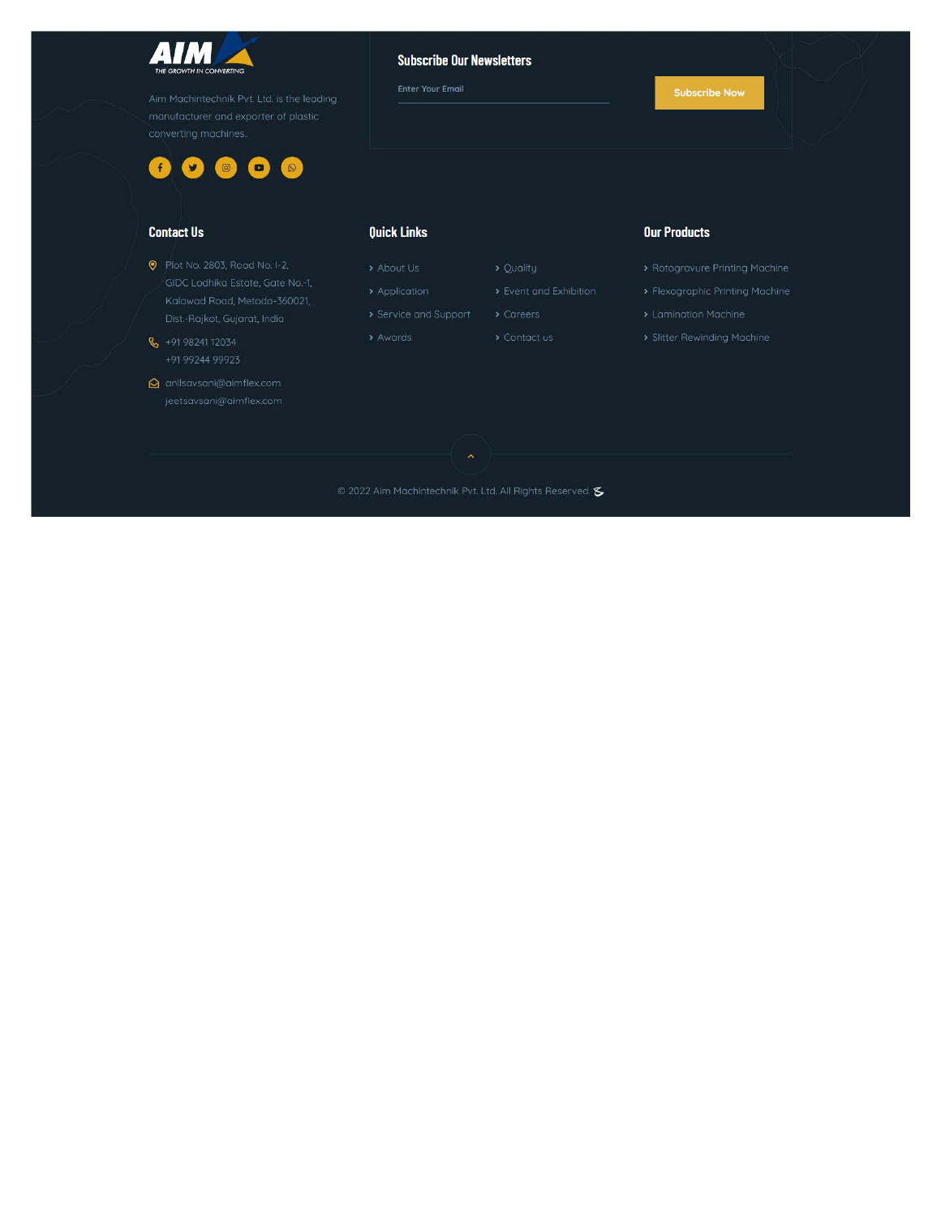AIM
THE GROWTH IN CONVERTING

Aim Machintechnik Pvt. Ltd. is the leading manufacturer and exporter of plastic converting machines.

## Subscribe Our Newsletters

Enter Your Email

Subscribe Now

## Contact Us

Plot No. 2803, Road No. I-2,
GIDC Lodhika Estate, Gate No.-1,
Kalawad Road, Metoda-360021,
Dist.-Rajkot, Gujarat, India

+91 98241 12034
+91 99244 99923

anilsavsani@aimflex.com
jeetsavsani@aimflex.com

## Quick Links

- About Us
- Application
- Service and Support
- Awards
- Quality
- Event and Exhibition
- Careers
- Contact us

## Our Products

- Rotogravure Printing Machine
- Flexographic Printing Machine
- Lamination Machine
- Slitter Rewinding Machine

© 2022 Aim Machintechnik Pvt. Ltd. All Rights Reserved.